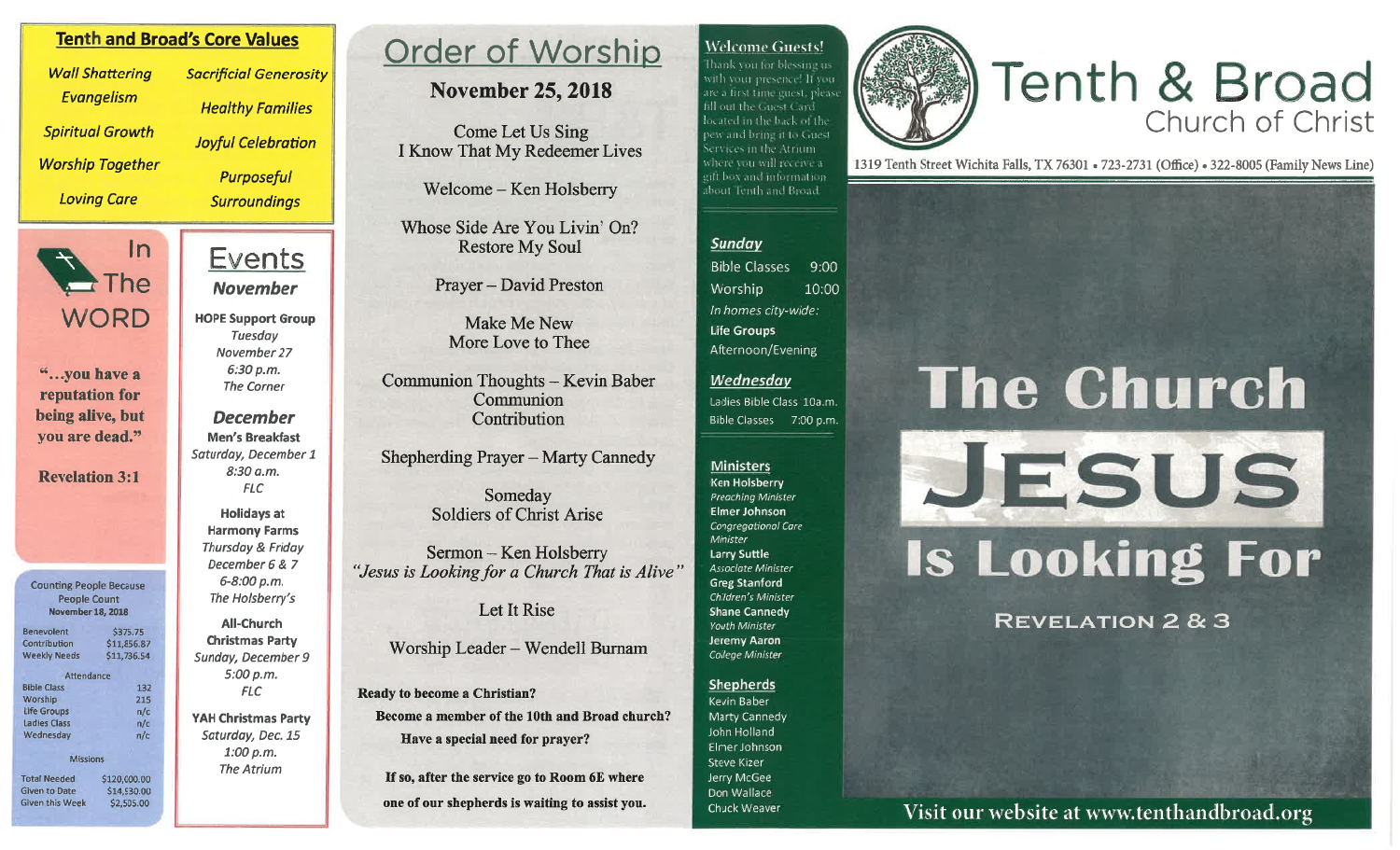## Tenth and Broad's Core Values

*Wall Shattering Evangelism*

*Spiritual Growth*

*Worship Together*

*Loving Care*

*Sacrificial Generosity*

*Healthy Families*

*Joyful Celebration*

*Purposeful Surroundings*

## In The WORD

**"...you have a reputation for being alive, but you are dead."**

**Revelation 3:1**

Counting People Because People Count
**November 18, 2018**

| | |
|---|---|
| Benevolent | $375.75 |
| Contribution | $11,856.87 |
| Weekly Needs | $11,736.54 |

Attendance

| | |
|---|---|
| Bible Class | 132 |
| Worship | 215 |
| Life Groups | n/c |
| Ladies Class | n/c |
| Wednesday | n/c |

Missions

| | |
|---|---|
| Total Needed | $120,000.00 |
| Given to Date | $14,530.00 |
| Given this Week | $2,505.00 |

## Events

### *November*

**HOPE Support Group**
*Tuesday*
*November 27*
*6:30 p.m.*
*The Corner*

### *December*

**Men's Breakfast**
*Saturday, December 1*
*8:30 a.m.*
*FLC*

**Holidays at Harmony Farms**
*Thursday & Friday*
*December 6 & 7*
*6-8:00 p.m.*
*The Holsberry's*

**All-Church Christmas Party**
*Sunday, December 9*
*5:00 p.m.*
*FLC*

**YAH Christmas Party**
*Saturday, Dec. 15*
*1:00 p.m.*
*The Atrium*

# Order of Worship

## November 25, 2018

Come Let Us Sing
I Know That My Redeemer Lives

Welcome – Ken Holsberry

Whose Side Are You Livin' On?
Restore My Soul

Prayer – David Preston

Make Me New
More Love to Thee

Communion Thoughts – Kevin Baber
Communion
Contribution

Shepherding Prayer – Marty Cannedy

Someday
Soldiers of Christ Arise

Sermon – Ken Holsberry
*"Jesus is Looking for a Church That is Alive"*

Let It Rise

Worship Leader – Wendell Burnam

**Ready to become a Christian?**
**Become a member of the 10th and Broad church?**
**Have a special need for prayer?**

**If so, after the service go to Room 6E where one of our shepherds is waiting to assist you.**

## Welcome Guests!

Thank you for blessing us with your presence! If you are a first time guest, please fill out the Guest Card located in the back of the pew and bring it to Guest Services in the Atrium where you will receive a gift box and information about Tenth and Broad.

### *Sunday*

Bible Classes 9:00
Worship 10:00
*In homes city-wide:*
**Life Groups**
Afternoon/Evening

### *Wednesday*

Ladies Bible Class 10a.m.
Bible Classes 7:00 p.m.

### Ministers

**Ken Holsberry**
*Preaching Minister*
**Elmer Johnson**
*Congregational Care Minister*
**Larry Suttle**
*Associate Minister*
**Greg Stanford**
*Children's Minister*
**Shane Cannedy**
*Youth Minister*
**Jeremy Aaron**
*College Minister*

### Shepherds

Kevin Baber
Marty Cannedy
John Holland
Elmer Johnson
Steve Kizer
Jerry McGee
Don Wallace
Chuck Weaver

# Tenth & Broad
## Church of Christ

1319 Tenth Street Wichita Falls, TX 76301 • 723-2731 (Office) • 322-8005 (Family News Line)

# The Church JESUS Is Looking For

## REVELATION 2 & 3

Visit our website at www.tenthandbroad.org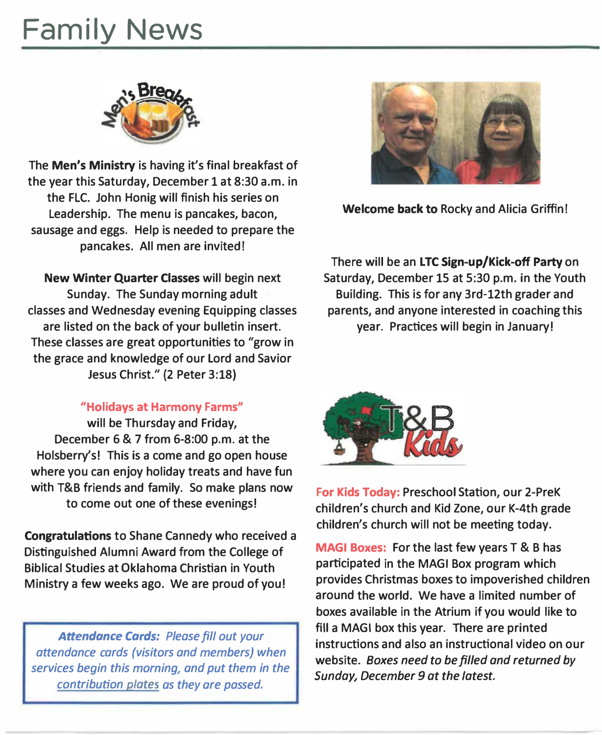# Family News

The **Men's Ministry** is having it's final breakfast of the year this Saturday, December 1 at 8:30 a.m. in the FLC. John Honig will finish his series on Leadership. The menu is pancakes, bacon, sausage and eggs. Help is needed to prepare the pancakes. All men are invited!

**New Winter Quarter Classes** will begin next Sunday. The Sunday morning adult classes and Wednesday evening Equipping classes are listed on the back of your bulletin insert. These classes are great opportunities to "grow in the grace and knowledge of our Lord and Savior Jesus Christ." (2 Peter 3:18)

**"Holidays at Harmony Farms"** will be Thursday and Friday, December 6 & 7 from 6-8:00 p.m. at the Holsberry's! This is a come and go open house where you can enjoy holiday treats and have fun with T&B friends and family. So make plans now to come out one of these evenings!

**Congratulations** to Shane Cannedy who received a Distinguished Alumni Award from the College of Biblical Studies at Oklahoma Christian in Youth Ministry a few weeks ago. We are proud of you!

***Attendance Cards:*** *Please fill out your attendance cards (visitors and members) when services begin this morning, and put them in the contribution plates as they are passed.*

**Welcome back to** Rocky and Alicia Griffin!

There will be an **LTC Sign-up/Kick-off Party** on Saturday, December 15 at 5:30 p.m. in the Youth Building. This is for any 3rd-12th grader and parents, and anyone interested in coaching this year. Practices will begin in January!

**For Kids Today:** Preschool Station, our 2-PreK children's church and Kid Zone, our K-4th grade children's church will not be meeting today.

**MAGI Boxes:** For the last few years T & B has participated in the MAGI Box program which provides Christmas boxes to impoverished children around the world. We have a limited number of boxes available in the Atrium if you would like to fill a MAGI box this year. There are printed instructions and also an instructional video on our website. *Boxes need to be filled and returned by Sunday, December 9 at the latest.*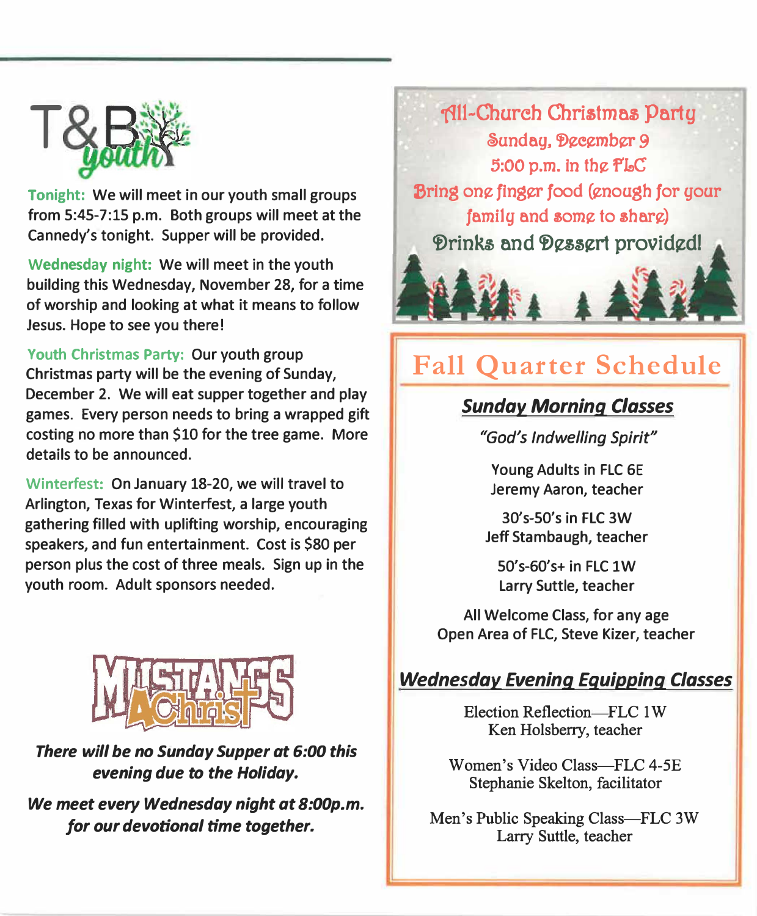T&B youth

**Tonight:** We will meet in our youth small groups from 5:45-7:15 p.m. Both groups will meet at the Cannedy's tonight. Supper will be provided.

**Wednesday night:** We will meet in the youth building this Wednesday, November 28, for a time of worship and looking at what it means to follow Jesus. Hope to see you there!

**Youth Christmas Party:** Our youth group Christmas party will be the evening of Sunday, December 2. We will eat supper together and play games. Every person needs to bring a wrapped gift costing no more than $10 for the tree game. More details to be announced.

**Winterfest:** On January 18-20, we will travel to Arlington, Texas for Winterfest, a large youth gathering filled with uplifting worship, encouraging speakers, and fun entertainment. Cost is $80 per person plus the cost of three meals. Sign up in the youth room. Adult sponsors needed.

MUSTANGS 4 Christ

***There will be no Sunday Supper at 6:00 this evening due to the Holiday.***

***We meet every Wednesday night at 8:00p.m. for our devotional time together.***

## All-Church Christmas Party

Sunday, December 9

5:00 p.m. in the FLC

Bring one finger food (enough for your family and some to share)

Drinks and Dessert provided!

# Fall Quarter Schedule

## *Sunday Morning Classes*

*"God's Indwelling Spirit"*

Young Adults in FLC 6E
Jeremy Aaron, teacher

30's-50's in FLC 3W
Jeff Stambaugh, teacher

50's-60's+ in FLC 1W
Larry Suttle, teacher

All Welcome Class, for any age
Open Area of FLC, Steve Kizer, teacher

## *Wednesday Evening Equipping Classes*

Election Reflection—FLC 1W
Ken Holsberry, teacher

Women's Video Class—FLC 4-5E
Stephanie Skelton, facilitator

Men's Public Speaking Class—FLC 3W
Larry Suttle, teacher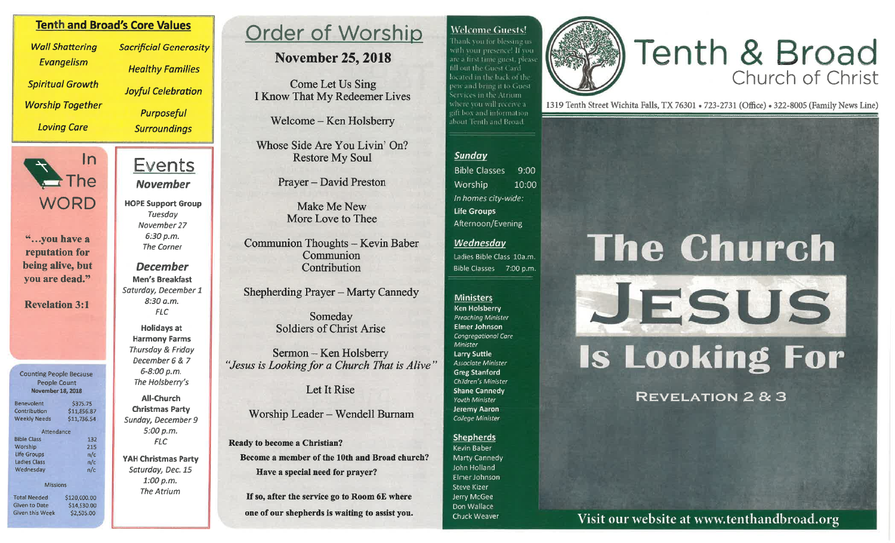## Tenth and Broad's Core Values

- *Wall Shattering Evangelism*
- *Spiritual Growth*
- *Worship Together*
- *Loving Care*
- *Sacrificial Generosity*
- *Healthy Families*
- *Joyful Celebration*
- *Purposeful Surroundings*

## In The WORD

**"...you have a reputation for being alive, but you are dead."**

**Revelation 3:1**

### Counting People Because People Count

**November 18, 2018**

| | |
|---|---|
| Benevolent | $375.75 |
| Contribution | $11,856.87 |
| Weekly Needs | $11,736.54 |

**Attendance**

| | |
|---|---|
| Bible Class | 132 |
| Worship | 215 |
| Life Groups | n/c |
| Ladies Class | n/c |
| Wednesday | n/c |

**Missions**

| | |
|---|---|
| Total Needed | $120,000.00 |
| Given to Date | $14,530.00 |
| Given this Week | $2,505.00 |

## Events

### *November*

**HOPE Support Group**
*Tuesday*
*November 27*
*6:30 p.m.*
*The Corner*

### *December*

**Men's Breakfast**
*Saturday, December 1*
*8:30 a.m.*
*FLC*

**Holidays at Harmony Farms**
*Thursday & Friday*
*December 6 & 7*
*6-8:00 p.m.*
*The Holsberry's*

**All-Church Christmas Party**
*Sunday, December 9*
*5:00 p.m.*
*FLC*

**YAH Christmas Party**
*Saturday, Dec. 15*
*1:00 p.m.*
*The Atrium*

# Order of Worship

## November 25, 2018

Come Let Us Sing
I Know That My Redeemer Lives

Welcome – Ken Holsberry

Whose Side Are You Livin' On?
Restore My Soul

Prayer – David Preston

Make Me New
More Love to Thee

Communion Thoughts – Kevin Baber
Communion
Contribution

Shepherding Prayer – Marty Cannedy

Someday
Soldiers of Christ Arise

Sermon – Ken Holsberry
*"Jesus is Looking for a Church That is Alive"*

Let It Rise

Worship Leader – Wendell Burnam

**Ready to become a Christian?**

**Become a member of the 10th and Broad church?**

**Have a special need for prayer?**

**If so, after the service go to Room 6E where one of our shepherds is waiting to assist you.**

## Welcome Guests!

Thank you for blessing us with your presence! If you are a first time guest, please fill out the Guest Card located in the back of the pew and bring it to Guest Services in the Atrium where you will receive a gift box and information about Tenth and Broad.

### *Sunday*

| | |
|---|---|
| Bible Classes | 9:00 |
| Worship | 10:00 |

*In homes city-wide:*
**Life Groups**
Afternoon/Evening

### *Wednesday*

Ladies Bible Class 10a.m.
Bible Classes 7:00 p.m.

### Ministers

**Ken Holsberry** – *Preaching Minister*
**Elmer Johnson** – *Congregational Care Minister*
**Larry Suttle** – *Associate Minister*
**Greg Stanford** – *Children's Minister*
**Shane Cannedy** – *Youth Minister*
**Jeremy Aaron** – *College Minister*

### Shepherds

Kevin Baber
Marty Cannedy
John Holland
Elmer Johnson
Steve Kizer
Jerry McGee
Don Wallace
Chuck Weaver

# Tenth & Broad
## Church of Christ

1319 Tenth Street Wichita Falls, TX 76301 • 723-2731 (Office) • 322-8005 (Family News Line)

# The Church JESUS Is Looking For

## REVELATION 2 & 3

Visit our website at www.tenthandbroad.org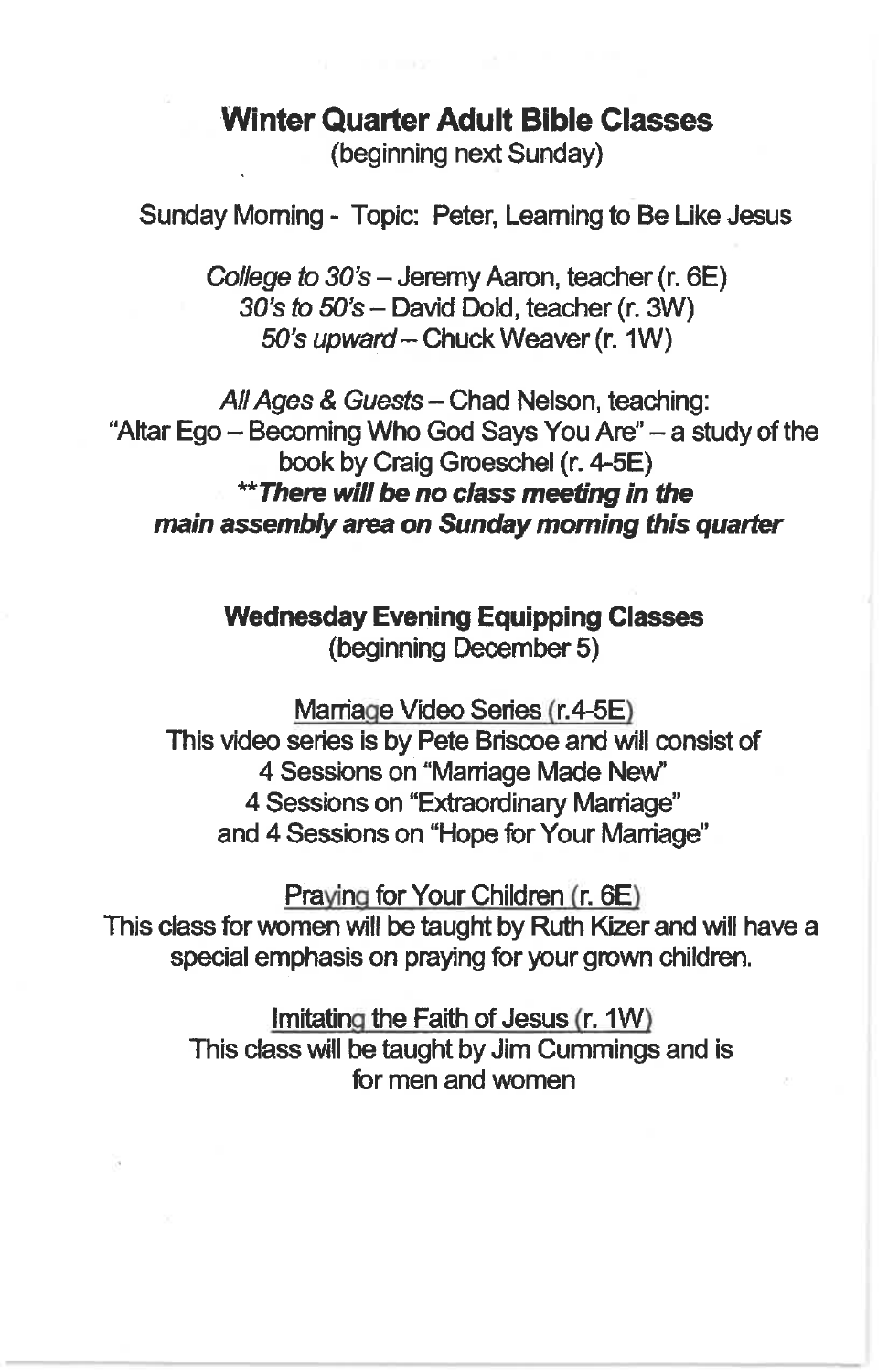## Winter Quarter Adult Bible Classes

(beginning next Sunday)

Sunday Morning - Topic: Peter, Learning to Be Like Jesus

*College to 30's* – Jeremy Aaron, teacher (r. 6E)
*30's to 50's* – David Dold, teacher (r. 3W)
*50's upward* – Chuck Weaver (r. 1W)

*All Ages & Guests* – Chad Nelson, teaching:
"Altar Ego – Becoming Who God Says You Are" – a study of the book by Craig Groeschel (r. 4-5E)
***There will be no class meeting in the main assembly area on Sunday morning this quarter***

### Wednesday Evening Equipping Classes

(beginning December 5)

Marriage Video Series (r.4-5E)
This video series is by Pete Briscoe and will consist of
4 Sessions on "Marriage Made New"
4 Sessions on "Extraordinary Marriage"
and 4 Sessions on "Hope for Your Marriage"

Praying for Your Children (r. 6E)
This class for women will be taught by Ruth Kizer and will have a special emphasis on praying for your grown children.

Imitating the Faith of Jesus (r. 1W)
This class will be taught by Jim Cummings and is for men and women